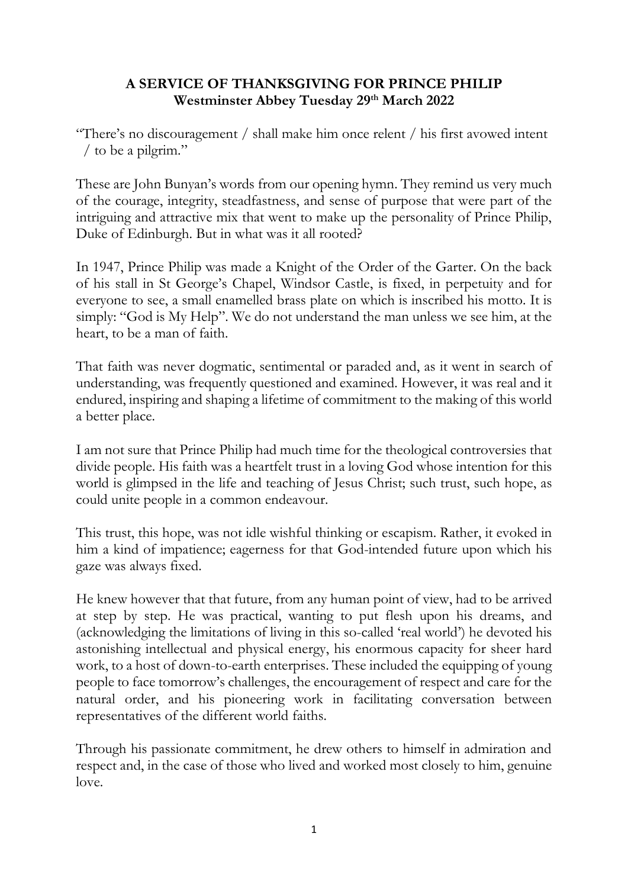**A SERVICE OF THANKSGIVING FOR PRINCE PHILIP**
**Westminster Abbey Tuesday 29th March 2022**

"There's no discouragement / shall make him once relent / his first avowed intent / to be a pilgrim."

These are John Bunyan's words from our opening hymn. They remind us very much of the courage, integrity, steadfastness, and sense of purpose that were part of the intriguing and attractive mix that went to make up the personality of Prince Philip, Duke of Edinburgh. But in what was it all rooted?

In 1947, Prince Philip was made a Knight of the Order of the Garter. On the back of his stall in St George's Chapel, Windsor Castle, is fixed, in perpetuity and for everyone to see, a small enamelled brass plate on which is inscribed his motto. It is simply: "God is My Help". We do not understand the man unless we see him, at the heart, to be a man of faith.

That faith was never dogmatic, sentimental or paraded and, as it went in search of understanding, was frequently questioned and examined. However, it was real and it endured, inspiring and shaping a lifetime of commitment to the making of this world a better place.

I am not sure that Prince Philip had much time for the theological controversies that divide people. His faith was a heartfelt trust in a loving God whose intention for this world is glimpsed in the life and teaching of Jesus Christ; such trust, such hope, as could unite people in a common endeavour.

This trust, this hope, was not idle wishful thinking or escapism. Rather, it evoked in him a kind of impatience; eagerness for that God-intended future upon which his gaze was always fixed.

He knew however that that future, from any human point of view, had to be arrived at step by step. He was practical, wanting to put flesh upon his dreams, and (acknowledging the limitations of living in this so-called 'real world') he devoted his astonishing intellectual and physical energy, his enormous capacity for sheer hard work, to a host of down-to-earth enterprises. These included the equipping of young people to face tomorrow's challenges, the encouragement of respect and care for the natural order, and his pioneering work in facilitating conversation between representatives of the different world faiths.

Through his passionate commitment, he drew others to himself in admiration and respect and, in the case of those who lived and worked most closely to him, genuine love.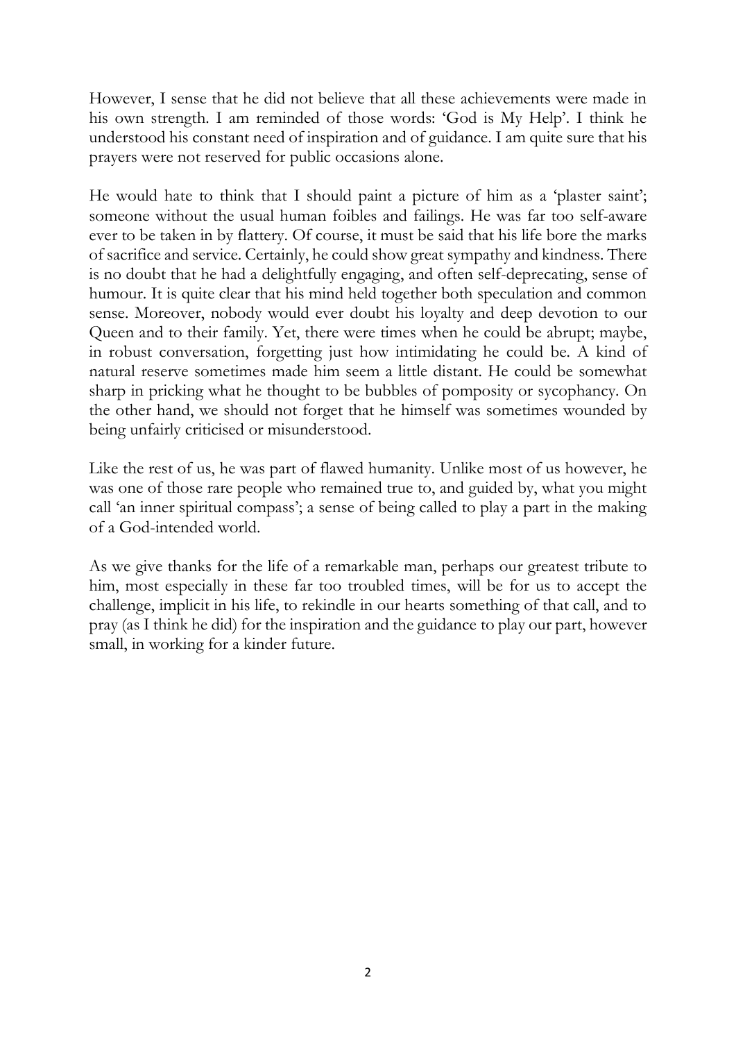However, I sense that he did not believe that all these achievements were made in his own strength. I am reminded of those words: 'God is My Help'. I think he understood his constant need of inspiration and of guidance. I am quite sure that his prayers were not reserved for public occasions alone.

He would hate to think that I should paint a picture of him as a 'plaster saint'; someone without the usual human foibles and failings. He was far too self-aware ever to be taken in by flattery. Of course, it must be said that his life bore the marks of sacrifice and service. Certainly, he could show great sympathy and kindness. There is no doubt that he had a delightfully engaging, and often self-deprecating, sense of humour. It is quite clear that his mind held together both speculation and common sense. Moreover, nobody would ever doubt his loyalty and deep devotion to our Queen and to their family. Yet, there were times when he could be abrupt; maybe, in robust conversation, forgetting just how intimidating he could be. A kind of natural reserve sometimes made him seem a little distant. He could be somewhat sharp in pricking what he thought to be bubbles of pomposity or sycophancy. On the other hand, we should not forget that he himself was sometimes wounded by being unfairly criticised or misunderstood.

Like the rest of us, he was part of flawed humanity. Unlike most of us however, he was one of those rare people who remained true to, and guided by, what you might call 'an inner spiritual compass'; a sense of being called to play a part in the making of a God-intended world.

As we give thanks for the life of a remarkable man, perhaps our greatest tribute to him, most especially in these far too troubled times, will be for us to accept the challenge, implicit in his life, to rekindle in our hearts something of that call, and to pray (as I think he did) for the inspiration and the guidance to play our part, however small, in working for a kinder future.